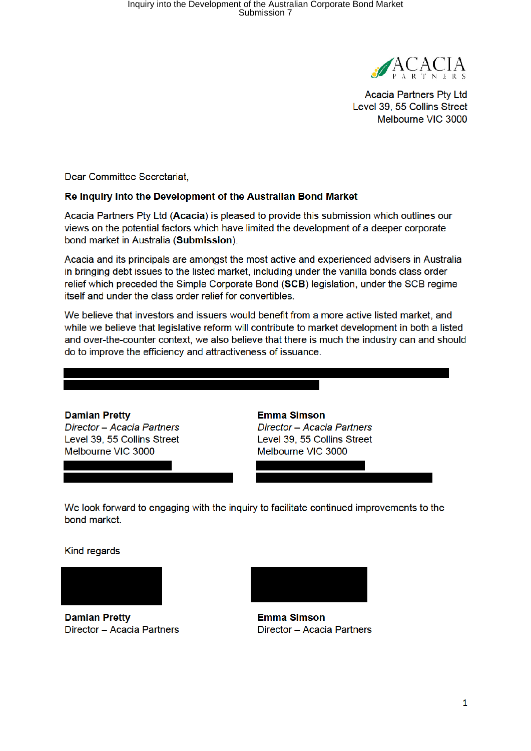ACACIA PARTNERS

Acacia Partners Pty Ltd
Level 39, 55 Collins Street
Melbourne VIC 3000

Dear Committee Secretariat,

**Re Inquiry into the Development of the Australian Bond Market**

Acacia Partners Pty Ltd (**Acacia**) is pleased to provide this submission which outlines our views on the potential factors which have limited the development of a deeper corporate bond market in Australia (**Submission**).

Acacia and its principals are amongst the most active and experienced advisers in Australia in bringing debt issues to the listed market, including under the vanilla bonds class order relief which preceded the Simple Corporate Bond (**SCB**) legislation, under the SCB regime itself and under the class order relief for convertibles.

We believe that investors and issuers would benefit from a more active listed market, and while we believe that legislative reform will contribute to market development in both a listed and over-the-counter context, we also believe that there is much the industry can and should do to improve the efficiency and attractiveness of issuance.

**Damian Pretty**
*Director – Acacia Partners*
Level 39, 55 Collins Street
Melbourne VIC 3000

**Emma Simson**
*Director – Acacia Partners*
Level 39, 55 Collins Street
Melbourne VIC 3000

We look forward to engaging with the inquiry to facilitate continued improvements to the bond market.

Kind regards

**Damian Pretty**
Director – Acacia Partners

**Emma Simson**
Director – Acacia Partners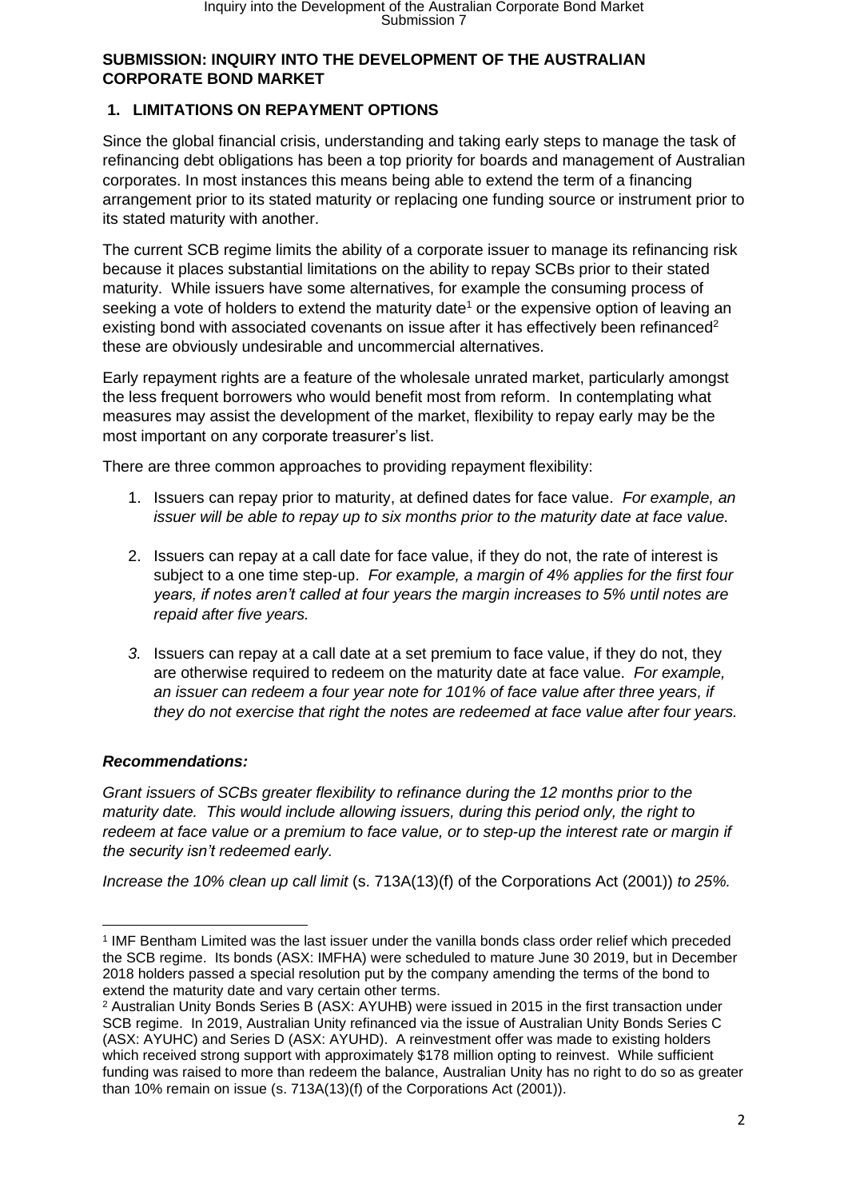**SUBMISSION: INQUIRY INTO THE DEVELOPMENT OF THE AUSTRALIAN CORPORATE BOND MARKET**

## 1. LIMITATIONS ON REPAYMENT OPTIONS

Since the global financial crisis, understanding and taking early steps to manage the task of refinancing debt obligations has been a top priority for boards and management of Australian corporates. In most instances this means being able to extend the term of a financing arrangement prior to its stated maturity or replacing one funding source or instrument prior to its stated maturity with another.

The current SCB regime limits the ability of a corporate issuer to manage its refinancing risk because it places substantial limitations on the ability to repay SCBs prior to their stated maturity. While issuers have some alternatives, for example the consuming process of seeking a vote of holders to extend the maturity date[1] or the expensive option of leaving an existing bond with associated covenants on issue after it has effectively been refinanced[2] these are obviously undesirable and uncommercial alternatives.

Early repayment rights are a feature of the wholesale unrated market, particularly amongst the less frequent borrowers who would benefit most from reform. In contemplating what measures may assist the development of the market, flexibility to repay early may be the most important on any corporate treasurer's list.

There are three common approaches to providing repayment flexibility:

1. Issuers can repay prior to maturity, at defined dates for face value. *For example, an issuer will be able to repay up to six months prior to the maturity date at face value.*

2. Issuers can repay at a call date for face value, if they do not, the rate of interest is subject to a one time step-up. *For example, a margin of 4% applies for the first four years, if notes aren't called at four years the margin increases to 5% until notes are repaid after five years.*

3. Issuers can repay at a call date at a set premium to face value, if they do not, they are otherwise required to redeem on the maturity date at face value. *For example, an issuer can redeem a four year note for 101% of face value after three years, if they do not exercise that right the notes are redeemed at face value after four years.*

***Recommendations:***

*Grant issuers of SCBs greater flexibility to refinance during the 12 months prior to the maturity date. This would include allowing issuers, during this period only, the right to redeem at face value or a premium to face value, or to step-up the interest rate or margin if the security isn't redeemed early.*

*Increase the 10% clean up call limit* (s. 713A(13)(f) of the Corporations Act (2001)) *to 25%.*

---

[1] IMF Bentham Limited was the last issuer under the vanilla bonds class order relief which preceded the SCB regime. Its bonds (ASX: IMFHA) were scheduled to mature June 30 2019, but in December 2018 holders passed a special resolution put by the company amending the terms of the bond to extend the maturity date and vary certain other terms.

[2] Australian Unity Bonds Series B (ASX: AYUHB) were issued in 2015 in the first transaction under SCB regime. In 2019, Australian Unity refinanced via the issue of Australian Unity Bonds Series C (ASX: AYUHC) and Series D (ASX: AYUHD). A reinvestment offer was made to existing holders which received strong support with approximately $178 million opting to reinvest. While sufficient funding was raised to more than redeem the balance, Australian Unity has no right to do so as greater than 10% remain on issue (s. 713A(13)(f) of the Corporations Act (2001)).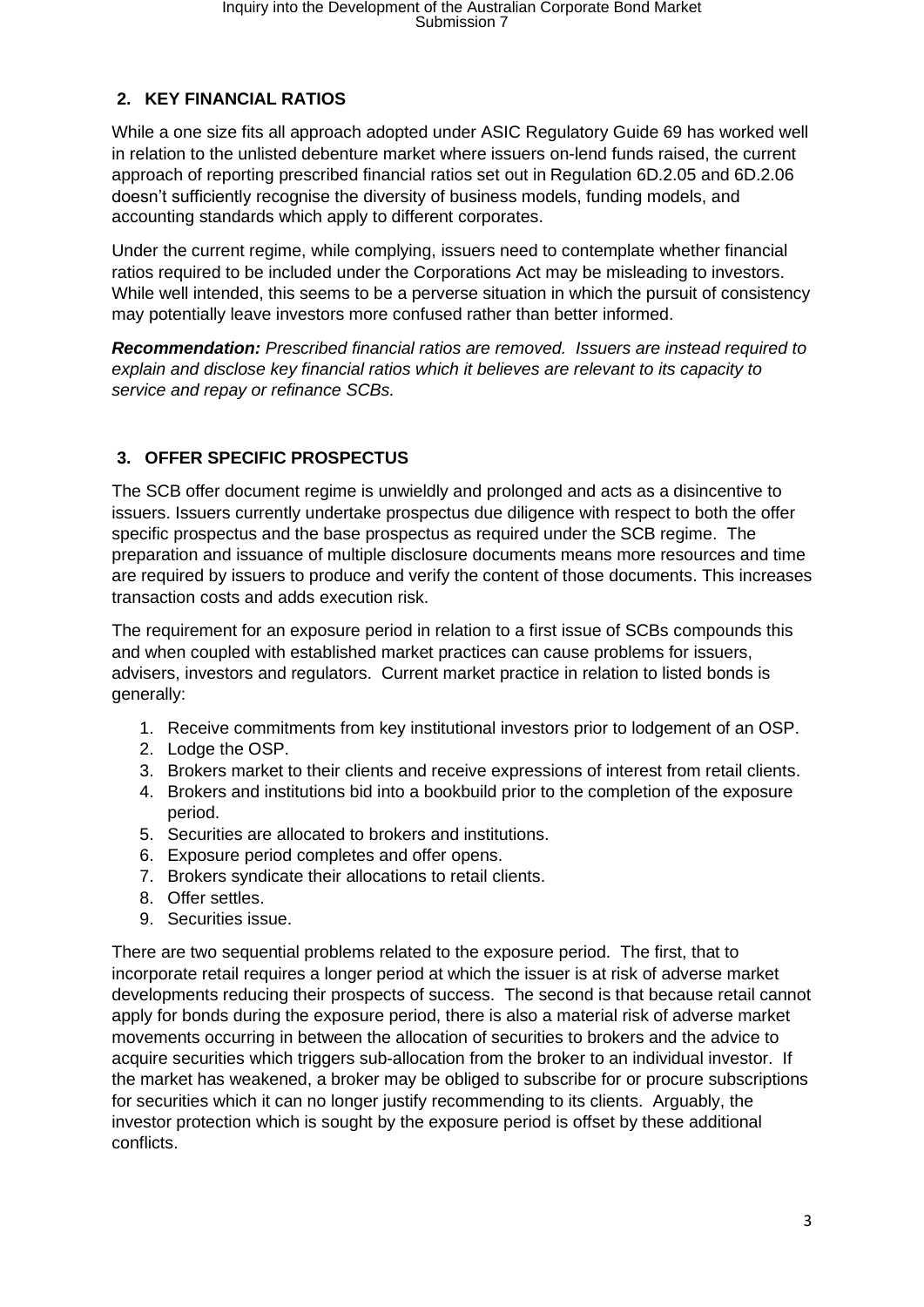## 2. KEY FINANCIAL RATIOS

While a one size fits all approach adopted under ASIC Regulatory Guide 69 has worked well in relation to the unlisted debenture market where issuers on-lend funds raised, the current approach of reporting prescribed financial ratios set out in Regulation 6D.2.05 and 6D.2.06 doesn't sufficiently recognise the diversity of business models, funding models, and accounting standards which apply to different corporates.

Under the current regime, while complying, issuers need to contemplate whether financial ratios required to be included under the Corporations Act may be misleading to investors. While well intended, this seems to be a perverse situation in which the pursuit of consistency may potentially leave investors more confused rather than better informed.

***Recommendation:*** *Prescribed financial ratios are removed. Issuers are instead required to explain and disclose key financial ratios which it believes are relevant to its capacity to service and repay or refinance SCBs.*

## 3. OFFER SPECIFIC PROSPECTUS

The SCB offer document regime is unwieldly and prolonged and acts as a disincentive to issuers. Issuers currently undertake prospectus due diligence with respect to both the offer specific prospectus and the base prospectus as required under the SCB regime. The preparation and issuance of multiple disclosure documents means more resources and time are required by issuers to produce and verify the content of those documents. This increases transaction costs and adds execution risk.

The requirement for an exposure period in relation to a first issue of SCBs compounds this and when coupled with established market practices can cause problems for issuers, advisers, investors and regulators. Current market practice in relation to listed bonds is generally:

1. Receive commitments from key institutional investors prior to lodgement of an OSP.
2. Lodge the OSP.
3. Brokers market to their clients and receive expressions of interest from retail clients.
4. Brokers and institutions bid into a bookbuild prior to the completion of the exposure period.
5. Securities are allocated to brokers and institutions.
6. Exposure period completes and offer opens.
7. Brokers syndicate their allocations to retail clients.
8. Offer settles.
9. Securities issue.

There are two sequential problems related to the exposure period. The first, that to incorporate retail requires a longer period at which the issuer is at risk of adverse market developments reducing their prospects of success. The second is that because retail cannot apply for bonds during the exposure period, there is also a material risk of adverse market movements occurring in between the allocation of securities to brokers and the advice to acquire securities which triggers sub-allocation from the broker to an individual investor. If the market has weakened, a broker may be obliged to subscribe for or procure subscriptions for securities which it can no longer justify recommending to its clients. Arguably, the investor protection which is sought by the exposure period is offset by these additional conflicts.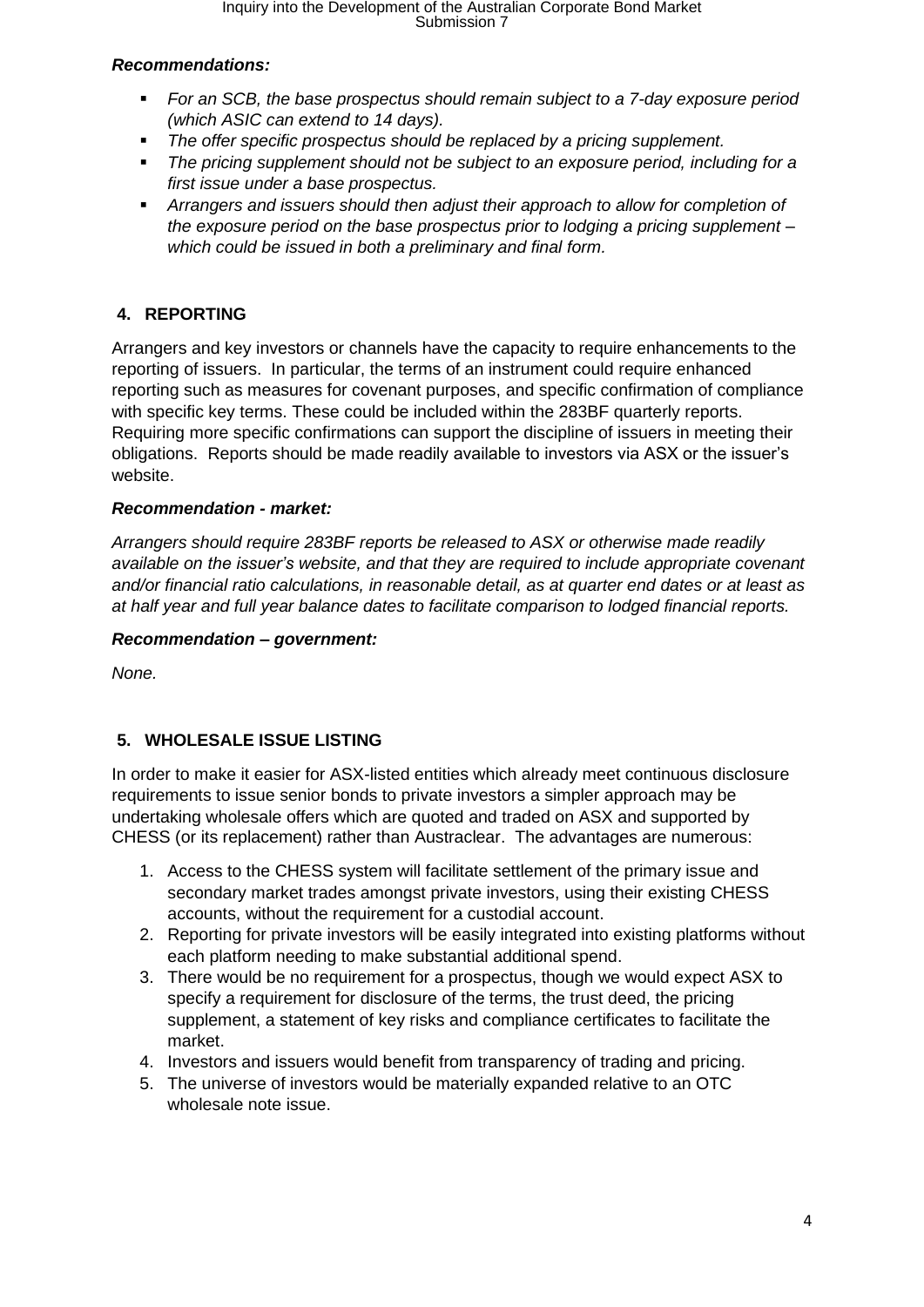***Recommendations:***

- *For an SCB, the base prospectus should remain subject to a 7-day exposure period (which ASIC can extend to 14 days).*
- *The offer specific prospectus should be replaced by a pricing supplement.*
- *The pricing supplement should not be subject to an exposure period, including for a first issue under a base prospectus.*
- *Arrangers and issuers should then adjust their approach to allow for completion of the exposure period on the base prospectus prior to lodging a pricing supplement – which could be issued in both a preliminary and final form.*

## 4. REPORTING

Arrangers and key investors or channels have the capacity to require enhancements to the reporting of issuers. In particular, the terms of an instrument could require enhanced reporting such as measures for covenant purposes, and specific confirmation of compliance with specific key terms. These could be included within the 283BF quarterly reports. Requiring more specific confirmations can support the discipline of issuers in meeting their obligations. Reports should be made readily available to investors via ASX or the issuer's website.

***Recommendation - market:***

*Arrangers should require 283BF reports be released to ASX or otherwise made readily available on the issuer's website, and that they are required to include appropriate covenant and/or financial ratio calculations, in reasonable detail, as at quarter end dates or at least as at half year and full year balance dates to facilitate comparison to lodged financial reports.*

***Recommendation – government:***

*None.*

## 5. WHOLESALE ISSUE LISTING

In order to make it easier for ASX-listed entities which already meet continuous disclosure requirements to issue senior bonds to private investors a simpler approach may be undertaking wholesale offers which are quoted and traded on ASX and supported by CHESS (or its replacement) rather than Austraclear. The advantages are numerous:

1. Access to the CHESS system will facilitate settlement of the primary issue and secondary market trades amongst private investors, using their existing CHESS accounts, without the requirement for a custodial account.
2. Reporting for private investors will be easily integrated into existing platforms without each platform needing to make substantial additional spend.
3. There would be no requirement for a prospectus, though we would expect ASX to specify a requirement for disclosure of the terms, the trust deed, the pricing supplement, a statement of key risks and compliance certificates to facilitate the market.
4. Investors and issuers would benefit from transparency of trading and pricing.
5. The universe of investors would be materially expanded relative to an OTC wholesale note issue.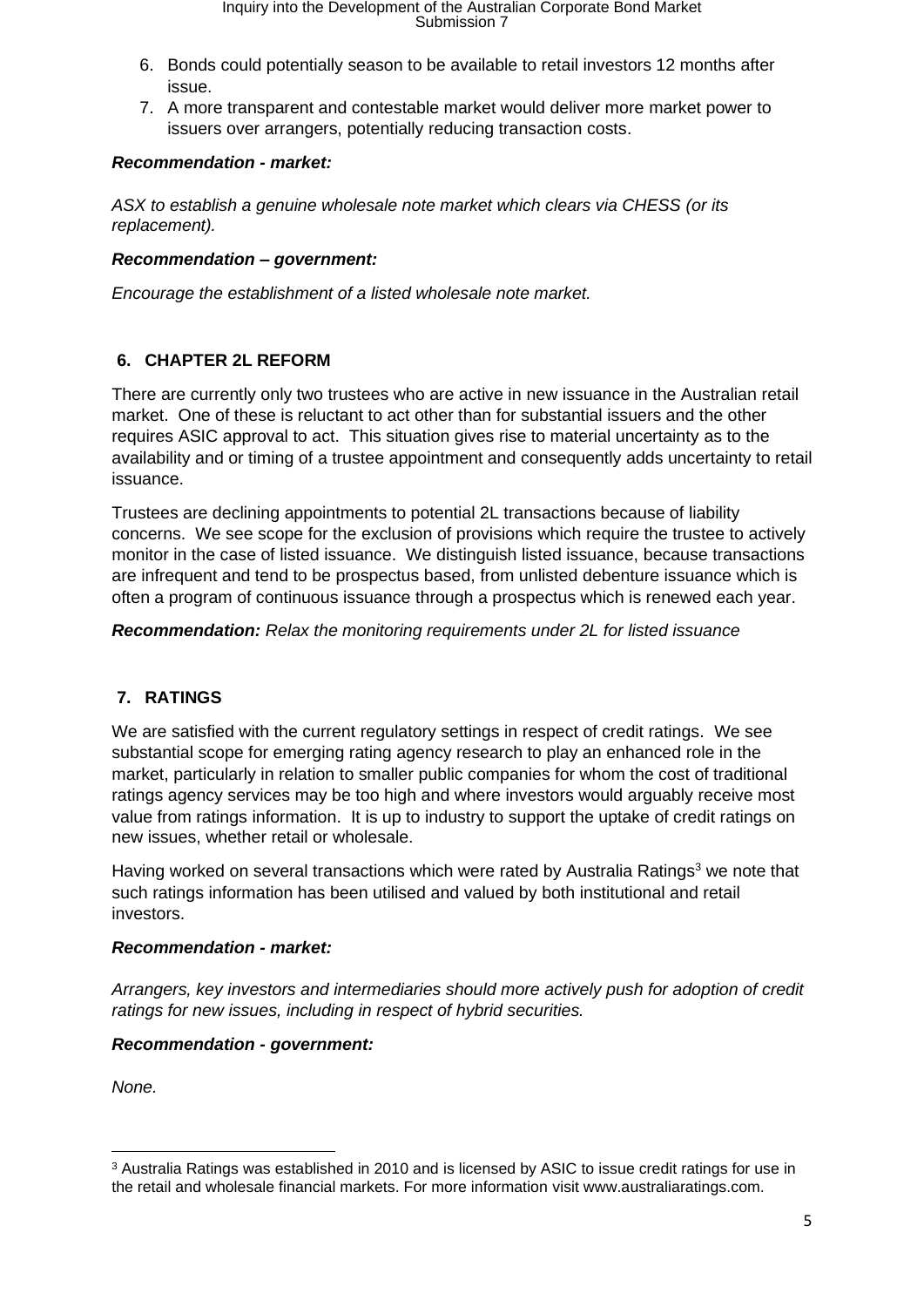6. Bonds could potentially season to be available to retail investors 12 months after issue.
7. A more transparent and contestable market would deliver more market power to issuers over arrangers, potentially reducing transaction costs.

***Recommendation - market:***

*ASX to establish a genuine wholesale note market which clears via CHESS (or its replacement).*

***Recommendation – government:***

*Encourage the establishment of a listed wholesale note market.*

## 6. CHAPTER 2L REFORM

There are currently only two trustees who are active in new issuance in the Australian retail market. One of these is reluctant to act other than for substantial issuers and the other requires ASIC approval to act. This situation gives rise to material uncertainty as to the availability and or timing of a trustee appointment and consequently adds uncertainty to retail issuance.

Trustees are declining appointments to potential 2L transactions because of liability concerns. We see scope for the exclusion of provisions which require the trustee to actively monitor in the case of listed issuance. We distinguish listed issuance, because transactions are infrequent and tend to be prospectus based, from unlisted debenture issuance which is often a program of continuous issuance through a prospectus which is renewed each year.

***Recommendation:*** *Relax the monitoring requirements under 2L for listed issuance*

## 7. RATINGS

We are satisfied with the current regulatory settings in respect of credit ratings. We see substantial scope for emerging rating agency research to play an enhanced role in the market, particularly in relation to smaller public companies for whom the cost of traditional ratings agency services may be too high and where investors would arguably receive most value from ratings information. It is up to industry to support the uptake of credit ratings on new issues, whether retail or wholesale.

Having worked on several transactions which were rated by Australia Ratings[3] we note that such ratings information has been utilised and valued by both institutional and retail investors.

***Recommendation - market:***

*Arrangers, key investors and intermediaries should more actively push for adoption of credit ratings for new issues, including in respect of hybrid securities.*

***Recommendation - government:***

*None.*

---

[3] Australia Ratings was established in 2010 and is licensed by ASIC to issue credit ratings for use in the retail and wholesale financial markets. For more information visit www.australiaratings.com.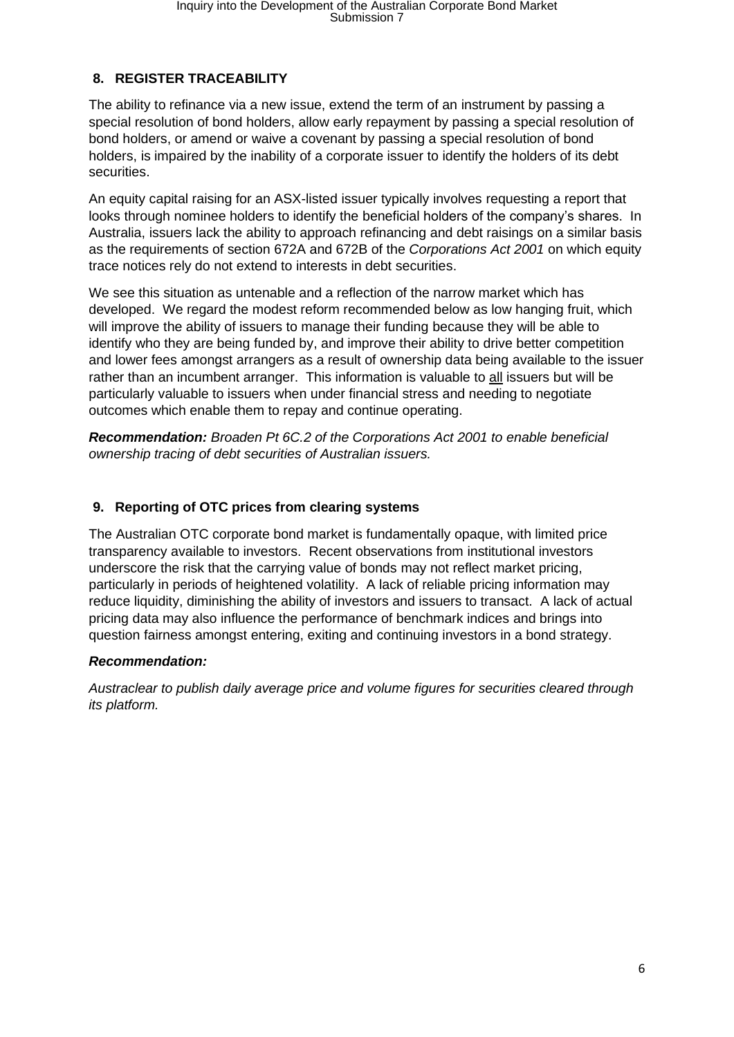## 8. REGISTER TRACEABILITY

The ability to refinance via a new issue, extend the term of an instrument by passing a special resolution of bond holders, allow early repayment by passing a special resolution of bond holders, or amend or waive a covenant by passing a special resolution of bond holders, is impaired by the inability of a corporate issuer to identify the holders of its debt securities.

An equity capital raising for an ASX-listed issuer typically involves requesting a report that looks through nominee holders to identify the beneficial holders of the company's shares. In Australia, issuers lack the ability to approach refinancing and debt raisings on a similar basis as the requirements of section 672A and 672B of the *Corporations Act 2001* on which equity trace notices rely do not extend to interests in debt securities.

We see this situation as untenable and a reflection of the narrow market which has developed. We regard the modest reform recommended below as low hanging fruit, which will improve the ability of issuers to manage their funding because they will be able to identify who they are being funded by, and improve their ability to drive better competition and lower fees amongst arrangers as a result of ownership data being available to the issuer rather than an incumbent arranger. This information is valuable to all issuers but will be particularly valuable to issuers when under financial stress and needing to negotiate outcomes which enable them to repay and continue operating.

***Recommendation:*** *Broaden Pt 6C.2 of the Corporations Act 2001 to enable beneficial ownership tracing of debt securities of Australian issuers.*

## 9. Reporting of OTC prices from clearing systems

The Australian OTC corporate bond market is fundamentally opaque, with limited price transparency available to investors. Recent observations from institutional investors underscore the risk that the carrying value of bonds may not reflect market pricing, particularly in periods of heightened volatility. A lack of reliable pricing information may reduce liquidity, diminishing the ability of investors and issuers to transact. A lack of actual pricing data may also influence the performance of benchmark indices and brings into question fairness amongst entering, exiting and continuing investors in a bond strategy.

***Recommendation:***

*Austraclear to publish daily average price and volume figures for securities cleared through its platform.*